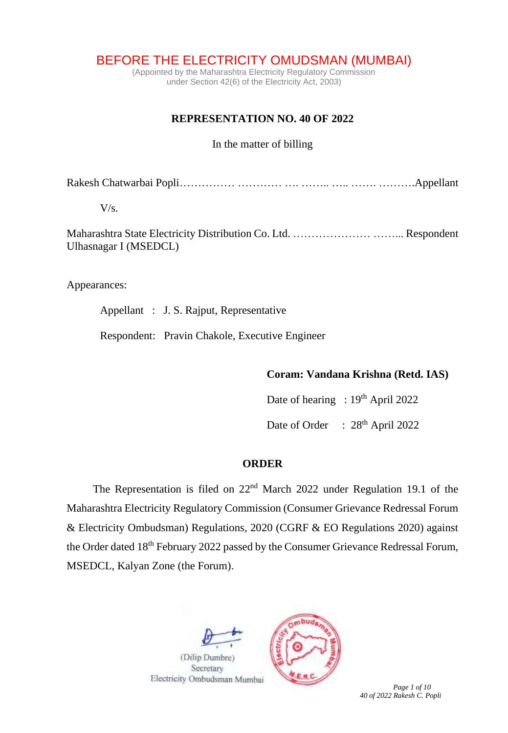# BEFORE THE ELECTRICITY OMUDSMAN (MUMBAI)

(Appointed by the Maharashtra Electricity Regulatory Commission under Section 42(6) of the Electricity Act, 2003)

## REPRESENTATION NO. 40 OF 2022

In the matter of billing

Rakesh Chatwarbai Popli…………… ………… …. …….. ….. ……. ……….Appellant

V/s.

Maharashtra State Electricity Distribution Co. Ltd. ………………… ……... Respondent
Ulhasnagar I (MSEDCL)

Appearances:

Appellant : J. S. Rajput, Representative

Respondent: Pravin Chakole, Executive Engineer

**Coram: Vandana Krishna (Retd. IAS)**

Date of hearing : 19th April 2022

Date of Order : 28th April 2022

## ORDER

The Representation is filed on 22nd March 2022 under Regulation 19.1 of the Maharashtra Electricity Regulatory Commission (Consumer Grievance Redressal Forum & Electricity Ombudsman) Regulations, 2020 (CGRF & EO Regulations 2020) against the Order dated 18th February 2022 passed by the Consumer Grievance Redressal Forum, MSEDCL, Kalyan Zone (the Forum).

(Dilip Dumbre)
Secretary
Electricity Ombudsman Mumbai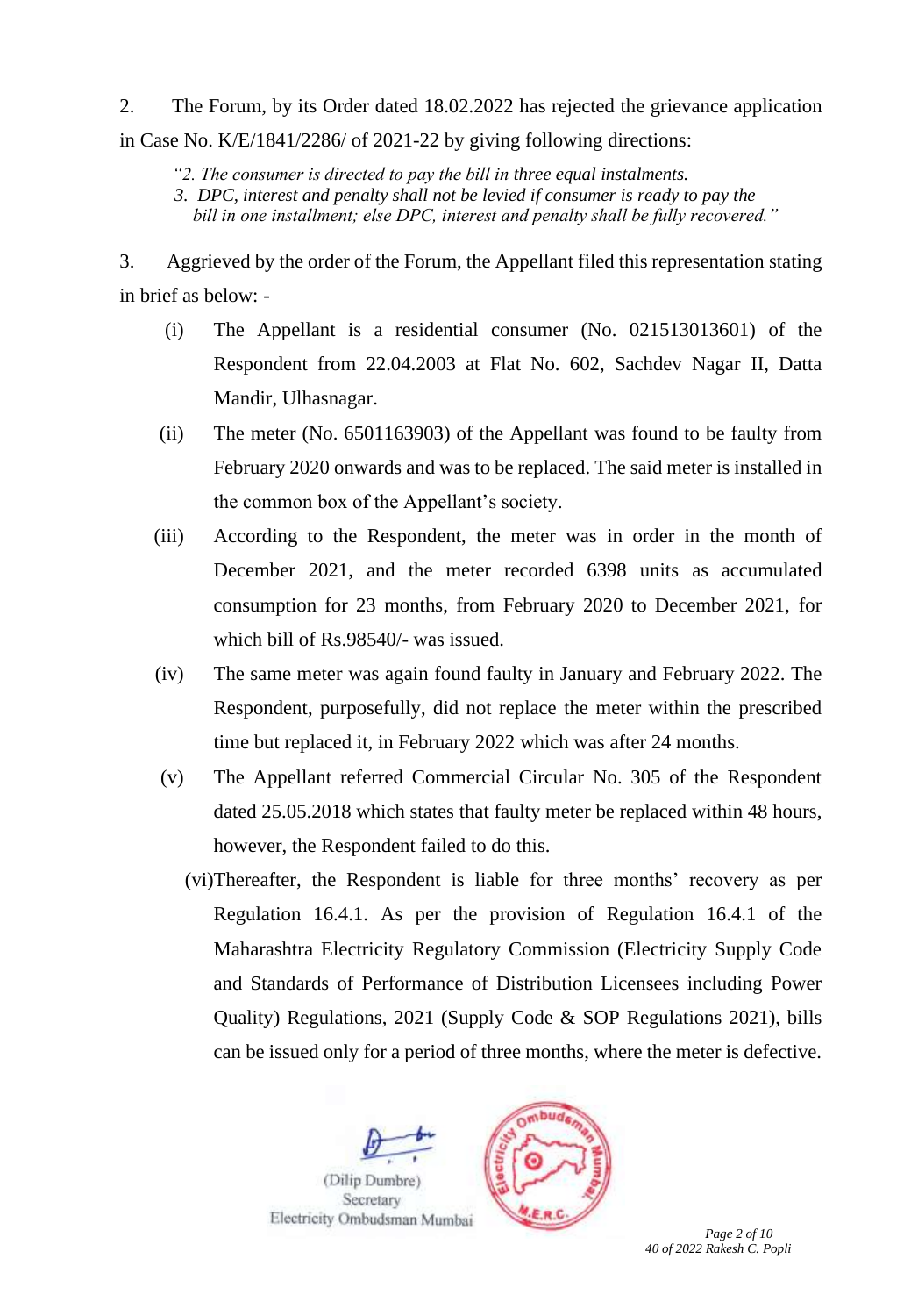2. The Forum, by its Order dated 18.02.2022 has rejected the grievance application in Case No. K/E/1841/2286/ of 2021-22 by giving following directions:

> *"2. The consumer is directed to pay the bill in three equal instalments.*
> *3. DPC, interest and penalty shall not be levied if consumer is ready to pay the bill in one installment; else DPC, interest and penalty shall be fully recovered."*

3. Aggrieved by the order of the Forum, the Appellant filed this representation stating in brief as below: -

(i) The Appellant is a residential consumer (No. 021513013601) of the Respondent from 22.04.2003 at Flat No. 602, Sachdev Nagar II, Datta Mandir, Ulhasnagar.

(ii) The meter (No. 6501163903) of the Appellant was found to be faulty from February 2020 onwards and was to be replaced. The said meter is installed in the common box of the Appellant's society.

(iii) According to the Respondent, the meter was in order in the month of December 2021, and the meter recorded 6398 units as accumulated consumption for 23 months, from February 2020 to December 2021, for which bill of Rs.98540/- was issued.

(iv) The same meter was again found faulty in January and February 2022. The Respondent, purposefully, did not replace the meter within the prescribed time but replaced it, in February 2022 which was after 24 months.

(v) The Appellant referred Commercial Circular No. 305 of the Respondent dated 25.05.2018 which states that faulty meter be replaced within 48 hours, however, the Respondent failed to do this.

(vi) Thereafter, the Respondent is liable for three months' recovery as per Regulation 16.4.1. As per the provision of Regulation 16.4.1 of the Maharashtra Electricity Regulatory Commission (Electricity Supply Code and Standards of Performance of Distribution Licensees including Power Quality) Regulations, 2021 (Supply Code & SOP Regulations 2021), bills can be issued only for a period of three months, where the meter is defective.

(Dilip Dumbre)
Secretary
Electricity Ombudsman Mumbai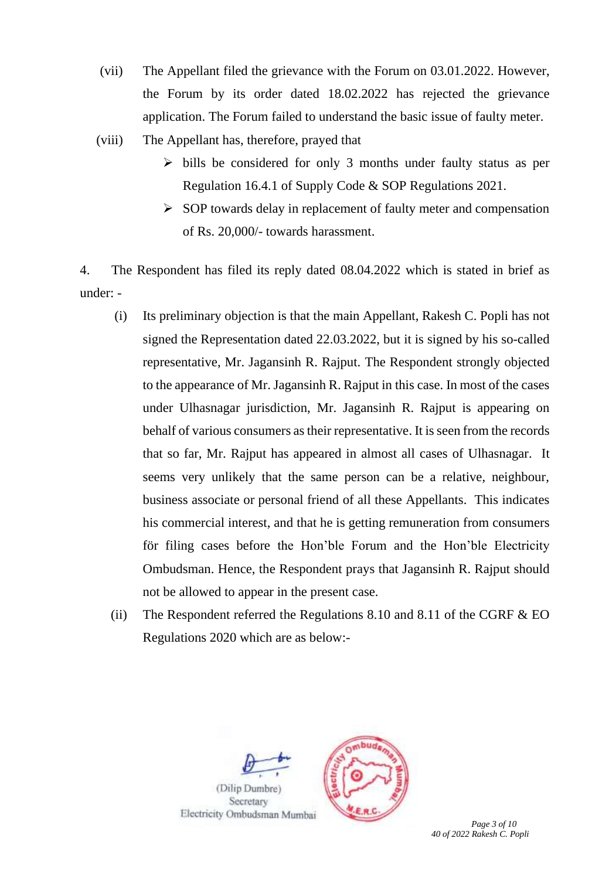(vii) The Appellant filed the grievance with the Forum on 03.01.2022. However, the Forum by its order dated 18.02.2022 has rejected the grievance application. The Forum failed to understand the basic issue of faulty meter.

(viii) The Appellant has, therefore, prayed that

- bills be considered for only 3 months under faulty status as per Regulation 16.4.1 of Supply Code & SOP Regulations 2021.
- SOP towards delay in replacement of faulty meter and compensation of Rs. 20,000/- towards harassment.

4. The Respondent has filed its reply dated 08.04.2022 which is stated in brief as under: -

(i) Its preliminary objection is that the main Appellant, Rakesh C. Popli has not signed the Representation dated 22.03.2022, but it is signed by his so-called representative, Mr. Jagansinh R. Rajput. The Respondent strongly objected to the appearance of Mr. Jagansinh R. Rajput in this case. In most of the cases under Ulhasnagar jurisdiction, Mr. Jagansinh R. Rajput is appearing on behalf of various consumers as their representative. It is seen from the records that so far, Mr. Rajput has appeared in almost all cases of Ulhasnagar. It seems very unlikely that the same person can be a relative, neighbour, business associate or personal friend of all these Appellants. This indicates his commercial interest, and that he is getting remuneration from consumers för filing cases before the Hon'ble Forum and the Hon'ble Electricity Ombudsman. Hence, the Respondent prays that Jagansinh R. Rajput should not be allowed to appear in the present case.

(ii) The Respondent referred the Regulations 8.10 and 8.11 of the CGRF & EO Regulations 2020 which are as below:-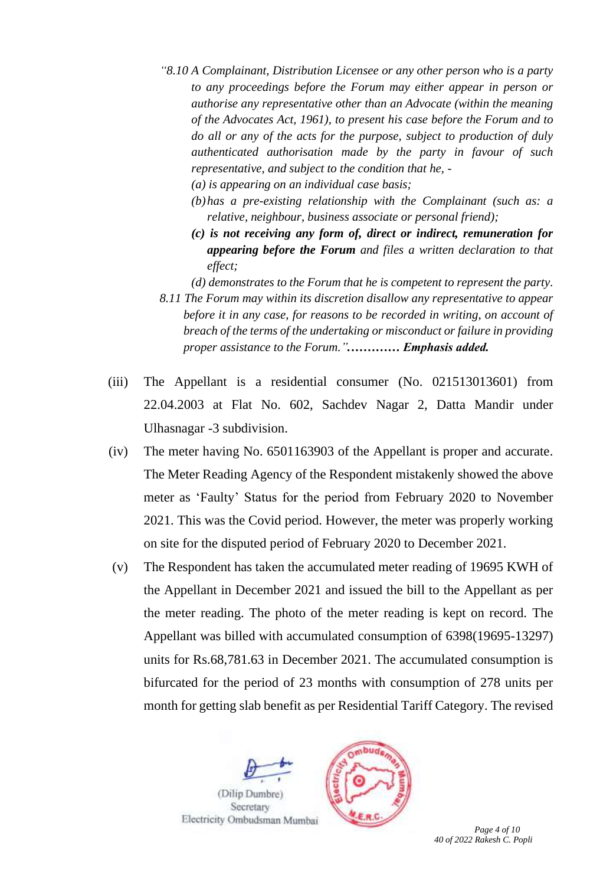*"8.10 A Complainant, Distribution Licensee or any other person who is a party to any proceedings before the Forum may either appear in person or authorise any representative other than an Advocate (within the meaning of the Advocates Act, 1961), to present his case before the Forum and to do all or any of the acts for the purpose, subject to production of duly authenticated authorisation made by the party in favour of such representative, and subject to the condition that he, -*

*(a) is appearing on an individual case basis;*

*(b) has a pre-existing relationship with the Complainant (such as: a relative, neighbour, business associate or personal friend);*

***(c) is not receiving any form of, direct or indirect, remuneration for appearing before the Forum** and files a written declaration to that effect;*

*(d) demonstrates to the Forum that he is competent to represent the party.*

*8.11 The Forum may within its discretion disallow any representative to appear before it in any case, for reasons to be recorded in writing, on account of breach of the terms of the undertaking or misconduct or failure in providing proper assistance to the Forum."* ***………… Emphasis added.***

(iii) The Appellant is a residential consumer (No. 021513013601) from 22.04.2003 at Flat No. 602, Sachdev Nagar 2, Datta Mandir under Ulhasnagar -3 subdivision.

(iv) The meter having No. 6501163903 of the Appellant is proper and accurate. The Meter Reading Agency of the Respondent mistakenly showed the above meter as 'Faulty' Status for the period from February 2020 to November 2021. This was the Covid period. However, the meter was properly working on site for the disputed period of February 2020 to December 2021.

(v) The Respondent has taken the accumulated meter reading of 19695 KWH of the Appellant in December 2021 and issued the bill to the Appellant as per the meter reading. The photo of the meter reading is kept on record. The Appellant was billed with accumulated consumption of 6398(19695-13297) units for Rs.68,781.63 in December 2021. The accumulated consumption is bifurcated for the period of 23 months with consumption of 278 units per month for getting slab benefit as per Residential Tariff Category. The revised

(Dilip Dumbre)
Secretary
Electricity Ombudsman Mumbai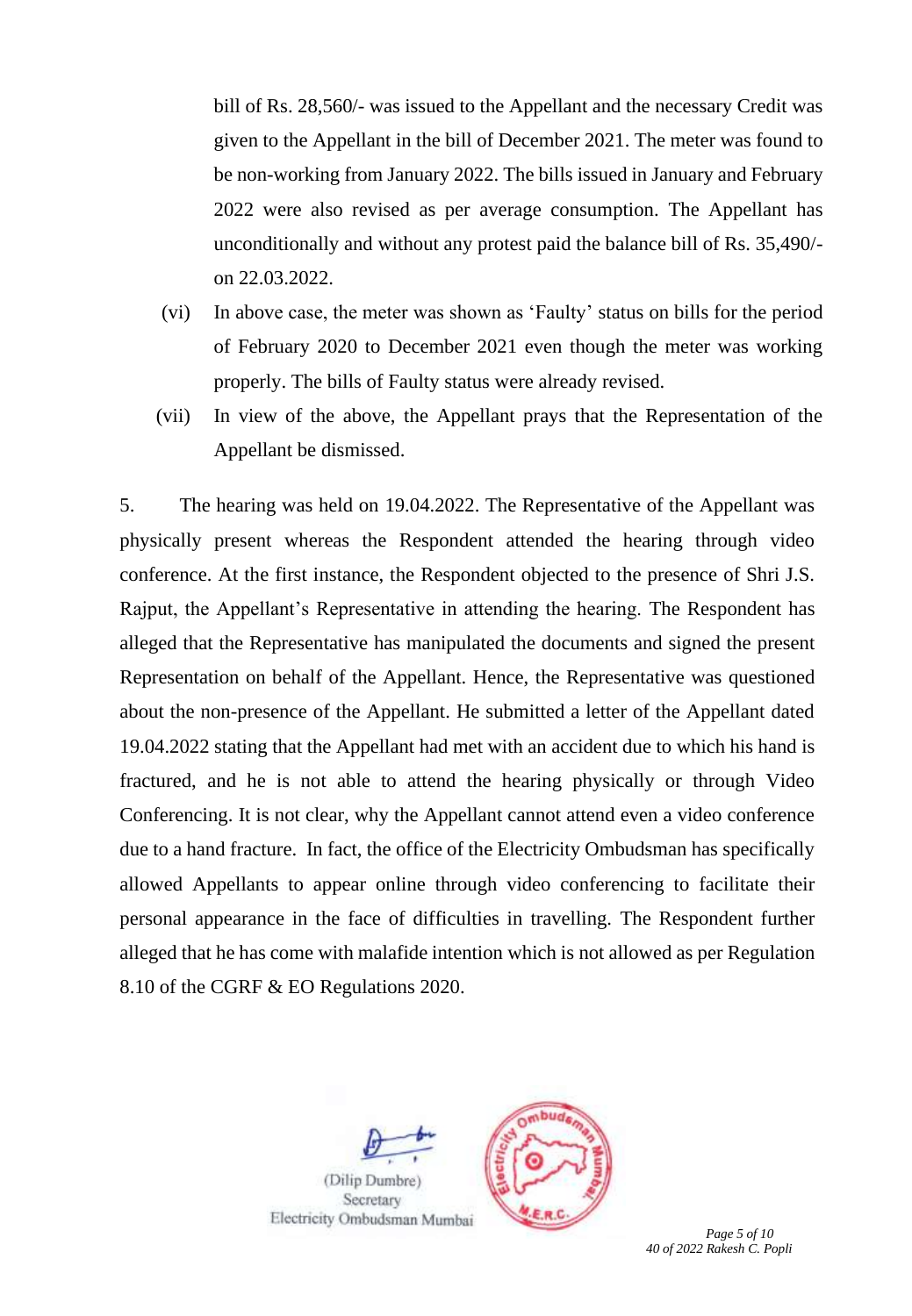bill of Rs. 28,560/- was issued to the Appellant and the necessary Credit was given to the Appellant in the bill of December 2021. The meter was found to be non-working from January 2022. The bills issued in January and February 2022 were also revised as per average consumption. The Appellant has unconditionally and without any protest paid the balance bill of Rs. 35,490/- on 22.03.2022.

(vi) In above case, the meter was shown as 'Faulty' status on bills for the period of February 2020 to December 2021 even though the meter was working properly. The bills of Faulty status were already revised.

(vii) In view of the above, the Appellant prays that the Representation of the Appellant be dismissed.

5. The hearing was held on 19.04.2022. The Representative of the Appellant was physically present whereas the Respondent attended the hearing through video conference. At the first instance, the Respondent objected to the presence of Shri J.S. Rajput, the Appellant's Representative in attending the hearing. The Respondent has alleged that the Representative has manipulated the documents and signed the present Representation on behalf of the Appellant. Hence, the Representative was questioned about the non-presence of the Appellant. He submitted a letter of the Appellant dated 19.04.2022 stating that the Appellant had met with an accident due to which his hand is fractured, and he is not able to attend the hearing physically or through Video Conferencing. It is not clear, why the Appellant cannot attend even a video conference due to a hand fracture. In fact, the office of the Electricity Ombudsman has specifically allowed Appellants to appear online through video conferencing to facilitate their personal appearance in the face of difficulties in travelling. The Respondent further alleged that he has come with malafide intention which is not allowed as per Regulation 8.10 of the CGRF & EO Regulations 2020.

(Dilip Dumbre)
Secretary
Electricity Ombudsman Mumbai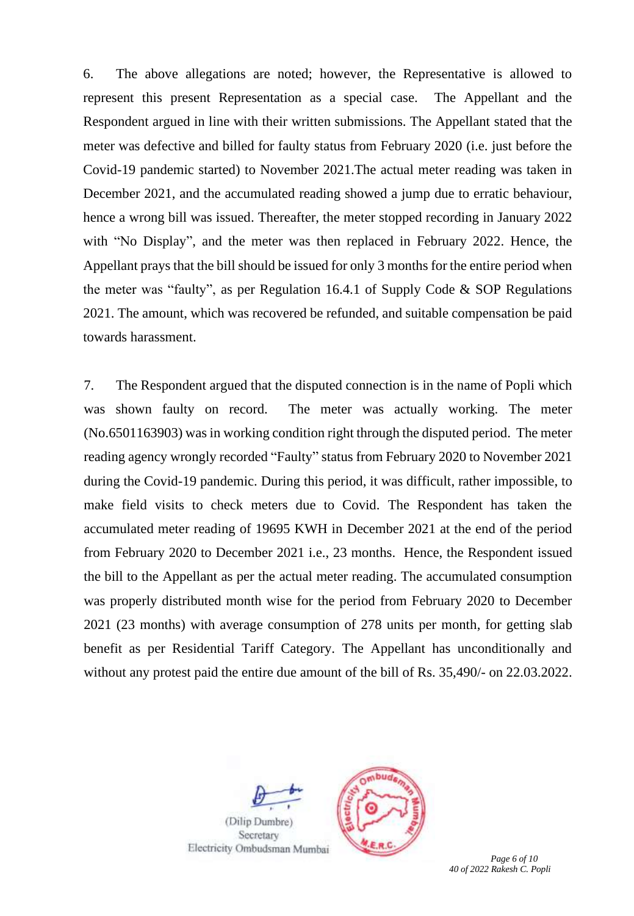6. The above allegations are noted; however, the Representative is allowed to represent this present Representation as a special case. The Appellant and the Respondent argued in line with their written submissions. The Appellant stated that the meter was defective and billed for faulty status from February 2020 (i.e. just before the Covid-19 pandemic started) to November 2021.The actual meter reading was taken in December 2021, and the accumulated reading showed a jump due to erratic behaviour, hence a wrong bill was issued. Thereafter, the meter stopped recording in January 2022 with "No Display", and the meter was then replaced in February 2022. Hence, the Appellant prays that the bill should be issued for only 3 months for the entire period when the meter was "faulty", as per Regulation 16.4.1 of Supply Code & SOP Regulations 2021. The amount, which was recovered be refunded, and suitable compensation be paid towards harassment.

7. The Respondent argued that the disputed connection is in the name of Popli which was shown faulty on record. The meter was actually working. The meter (No.6501163903) was in working condition right through the disputed period. The meter reading agency wrongly recorded "Faulty" status from February 2020 to November 2021 during the Covid-19 pandemic. During this period, it was difficult, rather impossible, to make field visits to check meters due to Covid. The Respondent has taken the accumulated meter reading of 19695 KWH in December 2021 at the end of the period from February 2020 to December 2021 i.e., 23 months. Hence, the Respondent issued the bill to the Appellant as per the actual meter reading. The accumulated consumption was properly distributed month wise for the period from February 2020 to December 2021 (23 months) with average consumption of 278 units per month, for getting slab benefit as per Residential Tariff Category. The Appellant has unconditionally and without any protest paid the entire due amount of the bill of Rs. 35,490/- on 22.03.2022.

(Dilip Dumbre)
Secretary
Electricity Ombudsman Mumbai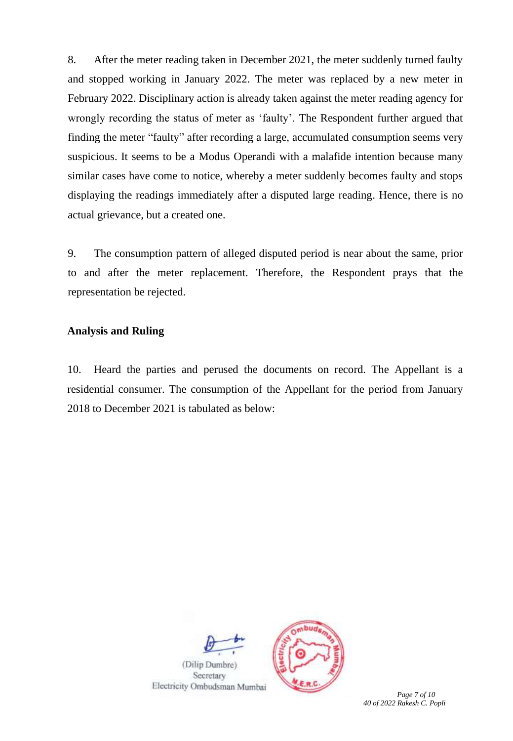8. After the meter reading taken in December 2021, the meter suddenly turned faulty and stopped working in January 2022. The meter was replaced by a new meter in February 2022. Disciplinary action is already taken against the meter reading agency for wrongly recording the status of meter as 'faulty'. The Respondent further argued that finding the meter "faulty" after recording a large, accumulated consumption seems very suspicious. It seems to be a Modus Operandi with a malafide intention because many similar cases have come to notice, whereby a meter suddenly becomes faulty and stops displaying the readings immediately after a disputed large reading. Hence, there is no actual grievance, but a created one.

9. The consumption pattern of alleged disputed period is near about the same, prior to and after the meter replacement. Therefore, the Respondent prays that the representation be rejected.

**Analysis and Ruling**

10. Heard the parties and perused the documents on record. The Appellant is a residential consumer. The consumption of the Appellant for the period from January 2018 to December 2021 is tabulated as below:

(Dilip Dumbre)
Secretary
Electricity Ombudsman Mumbai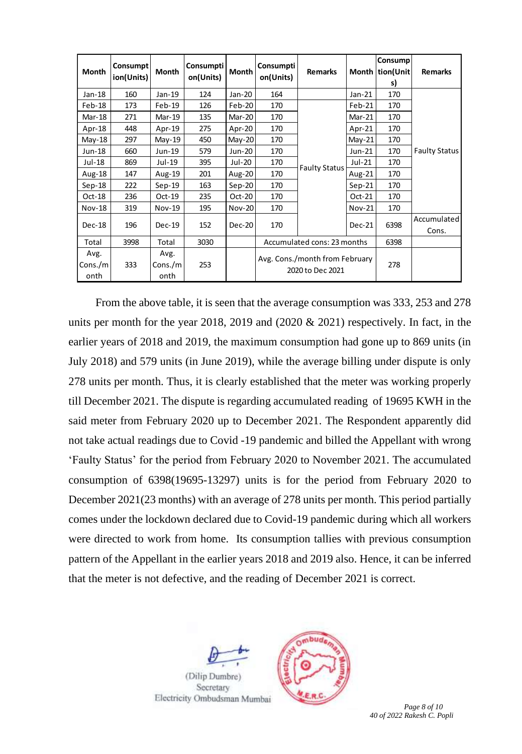| Month | Consumption(Units) | Month | Consumption(Units) | Month | Consumption(Units) | Remarks | Month | Consumption(Units) | Remarks |
|---|---|---|---|---|---|---|---|---|---|
| Jan-18 | 160 | Jan-19 | 124 | Jan-20 | 164 | | Jan-21 | 170 | Faulty Status |
| Feb-18 | 173 | Feb-19 | 126 | Feb-20 | 170 | Faulty Status | Feb-21 | 170 | |
| Mar-18 | 271 | Mar-19 | 135 | Mar-20 | 170 | | Mar-21 | 170 | |
| Apr-18 | 448 | Apr-19 | 275 | Apr-20 | 170 | | Apr-21 | 170 | |
| May-18 | 297 | May-19 | 450 | May-20 | 170 | | May-21 | 170 | |
| Jun-18 | 660 | Jun-19 | 579 | Jun-20 | 170 | | Jun-21 | 170 | |
| Jul-18 | 869 | Jul-19 | 395 | Jul-20 | 170 | | Jul-21 | 170 | |
| Aug-18 | 147 | Aug-19 | 201 | Aug-20 | 170 | | Aug-21 | 170 | |
| Sep-18 | 222 | Sep-19 | 163 | Sep-20 | 170 | | Sep-21 | 170 | |
| Oct-18 | 236 | Oct-19 | 235 | Oct-20 | 170 | | Oct-21 | 170 | |
| Nov-18 | 319 | Nov-19 | 195 | Nov-20 | 170 | | Nov-21 | 170 | |
| Dec-18 | 196 | Dec-19 | 152 | Dec-20 | 170 | | Dec-21 | 6398 | Accumulated Cons. |
| Total | 3998 | Total | 3030 | | Accumulated cons: 23 months | | | 6398 | |
| Avg. Cons./month | 333 | Avg. Cons./month | 253 | | Avg. Cons./month from February 2020 to Dec 2021 | | | 278 | |

From the above table, it is seen that the average consumption was 333, 253 and 278 units per month for the year 2018, 2019 and (2020 & 2021) respectively. In fact, in the earlier years of 2018 and 2019, the maximum consumption had gone up to 869 units (in July 2018) and 579 units (in June 2019), while the average billing under dispute is only 278 units per month. Thus, it is clearly established that the meter was working properly till December 2021. The dispute is regarding accumulated reading of 19695 KWH in the said meter from February 2020 up to December 2021. The Respondent apparently did not take actual readings due to Covid -19 pandemic and billed the Appellant with wrong 'Faulty Status' for the period from February 2020 to November 2021. The accumulated consumption of 6398(19695-13297) units is for the period from February 2020 to December 2021(23 months) with an average of 278 units per month. This period partially comes under the lockdown declared due to Covid-19 pandemic during which all workers were directed to work from home. Its consumption tallies with previous consumption pattern of the Appellant in the earlier years 2018 and 2019 also. Hence, it can be inferred that the meter is not defective, and the reading of December 2021 is correct.

(Dilip Dumbre)
Secretary
Electricity Ombudsman Mumbai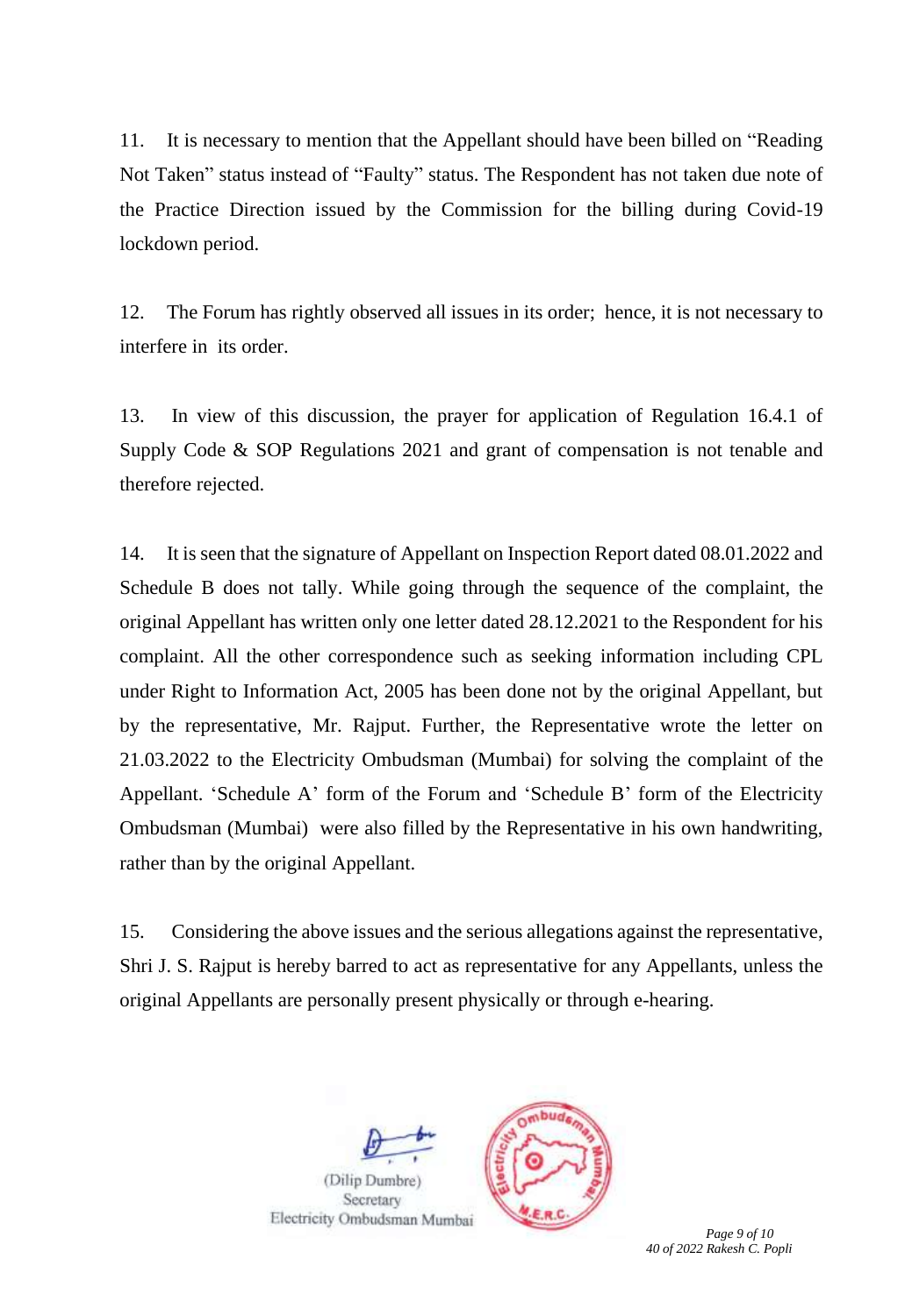11. It is necessary to mention that the Appellant should have been billed on "Reading Not Taken" status instead of "Faulty" status. The Respondent has not taken due note of the Practice Direction issued by the Commission for the billing during Covid-19 lockdown period.

12. The Forum has rightly observed all issues in its order; hence, it is not necessary to interfere in its order.

13. In view of this discussion, the prayer for application of Regulation 16.4.1 of Supply Code & SOP Regulations 2021 and grant of compensation is not tenable and therefore rejected.

14. It is seen that the signature of Appellant on Inspection Report dated 08.01.2022 and Schedule B does not tally. While going through the sequence of the complaint, the original Appellant has written only one letter dated 28.12.2021 to the Respondent for his complaint. All the other correspondence such as seeking information including CPL under Right to Information Act, 2005 has been done not by the original Appellant, but by the representative, Mr. Rajput. Further, the Representative wrote the letter on 21.03.2022 to the Electricity Ombudsman (Mumbai) for solving the complaint of the Appellant. 'Schedule A' form of the Forum and 'Schedule B' form of the Electricity Ombudsman (Mumbai) were also filled by the Representative in his own handwriting, rather than by the original Appellant.

15. Considering the above issues and the serious allegations against the representative, Shri J. S. Rajput is hereby barred to act as representative for any Appellants, unless the original Appellants are personally present physically or through e-hearing.

(Dilip Dumbre)
Secretary
Electricity Ombudsman Mumbai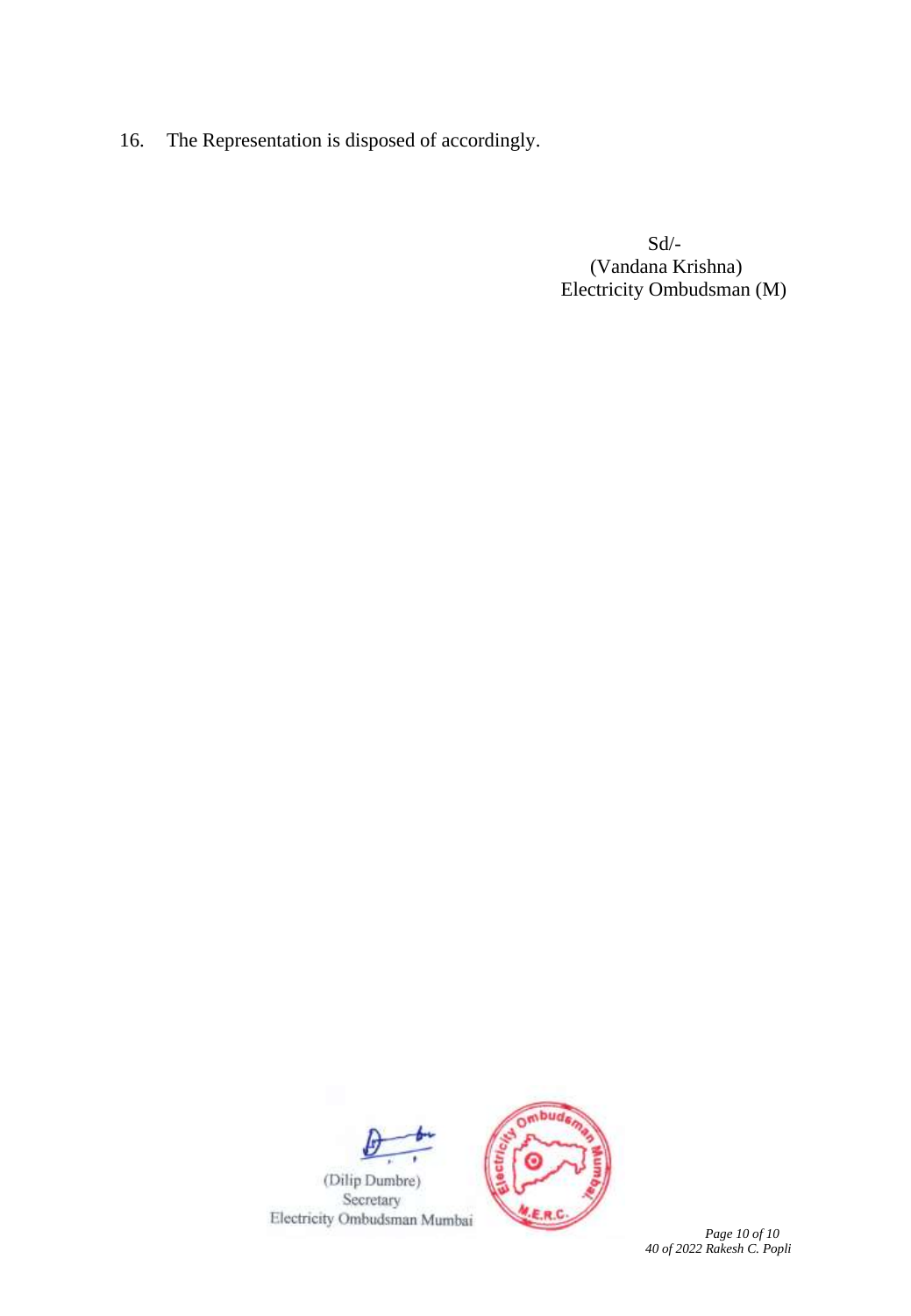16. The Representation is disposed of accordingly.

Sd/-
(Vandana Krishna)
Electricity Ombudsman (M)

(Dilip Dumbre)
Secretary
Electricity Ombudsman Mumbai